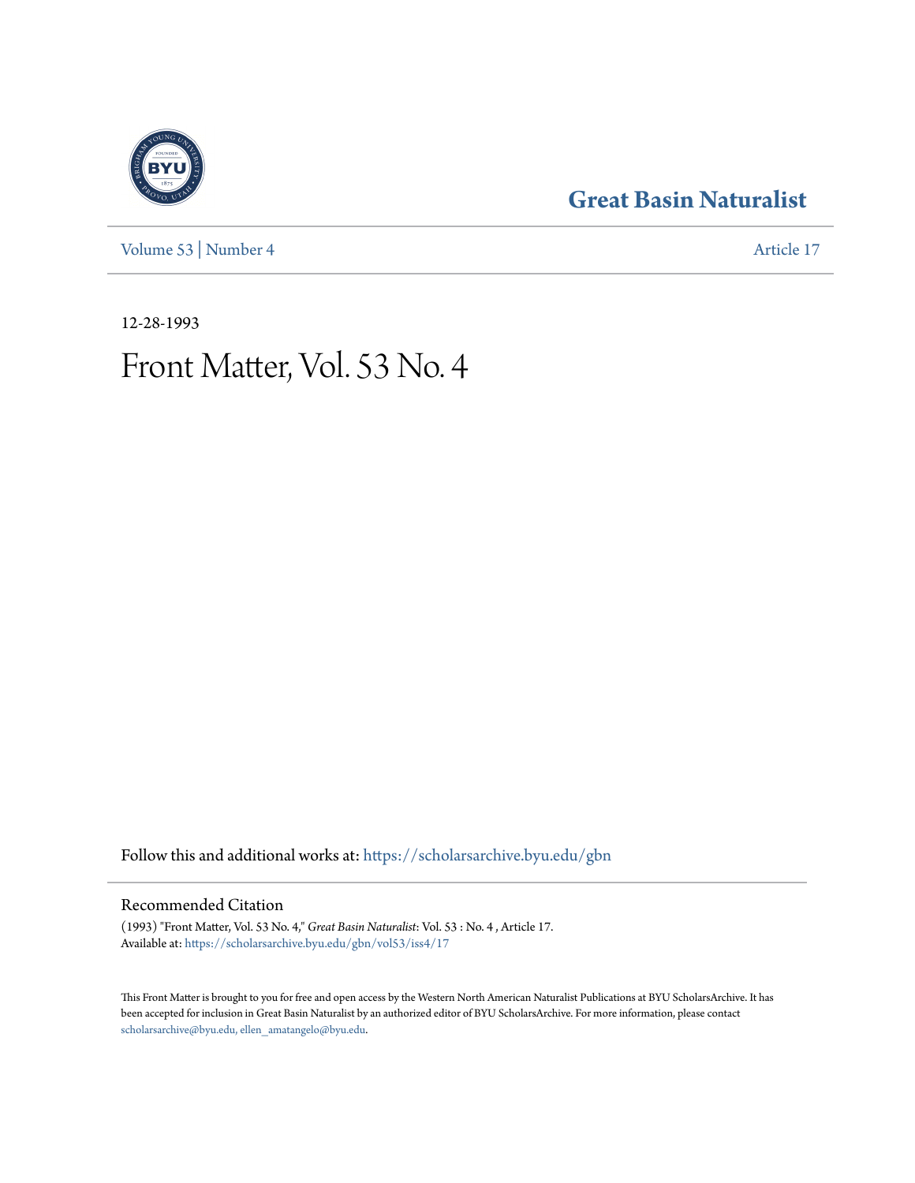# Great Basin Naturalist

Volume 53 | Number 4 — Article 17

12-28-1993

# Front Matter, Vol. 53 No. 4

Follow this and additional works at: https://scholarsarchive.byu.edu/gbn

## Recommended Citation

(1993) "Front Matter, Vol. 53 No. 4," *Great Basin Naturalist*: Vol. 53 : No. 4 , Article 17.
Available at: https://scholarsarchive.byu.edu/gbn/vol53/iss4/17

This Front Matter is brought to you for free and open access by the Western North American Naturalist Publications at BYU ScholarsArchive. It has been accepted for inclusion in Great Basin Naturalist by an authorized editor of BYU ScholarsArchive. For more information, please contact scholarsarchive@byu.edu, ellen_amatangelo@byu.edu.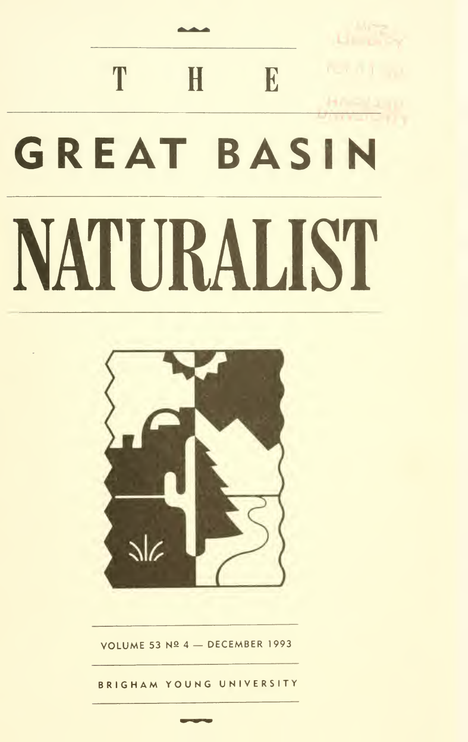# THE

# GREAT BASIN

# NATURALIST

VOLUME 53 № 4 — DECEMBER 1993

BRIGHAM YOUNG UNIVERSITY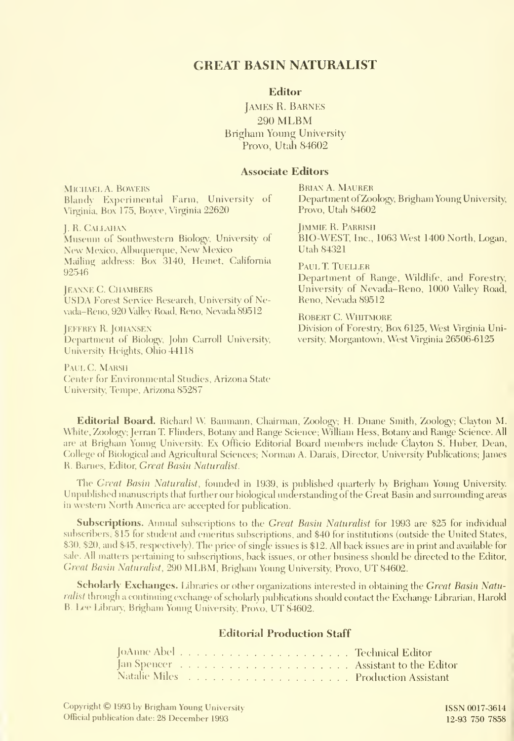# GREAT BASIN NATURALIST

## Editor

James R. Barnes
290 MLBM
Brigham Young University
Provo, Utah 84602

## Associate Editors

Michael A. Bowers
Blandy Experimental Farm, University of Virginia, Box 175, Boyce, Virginia 22620

J. R. Callahan
Museum of Southwestern Biology, University of New Mexico, Albuquerque, New Mexico
Mailing address: Box 3140, Hemet, California 92546

Jeanne C. Chambers
USDA Forest Service Research, University of Nevada–Reno, 920 Valley Road, Reno, Nevada 89512

Jeffrey R. Johansen
Department of Biology, John Carroll University, University Heights, Ohio 44118

Paul C. Marsh
Center for Environmental Studies, Arizona State University, Tempe, Arizona 85287

Brian A. Maurer
Department of Zoology, Brigham Young University, Provo, Utah 84602

Jimmie R. Parrish
BIO-WEST, Inc., 1063 West 1400 North, Logan, Utah 84321

Paul T. Tueller
Department of Range, Wildlife, and Forestry, University of Nevada–Reno, 1000 Valley Road, Reno, Nevada 89512

Robert C. Whitmore
Division of Forestry, Box 6125, West Virginia University, Morgantown, West Virginia 26506-6125

**Editorial Board.** Richard W. Baumann, Chairman, Zoology; H. Duane Smith, Zoology; Clayton M. White, Zoology; Jerran T. Flinders, Botany and Range Science; William Hess, Botany and Range Science. All are at Brigham Young University. Ex Officio Editorial Board members include Clayton S. Huber, Dean, College of Biological and Agricultural Sciences; Norman A. Darais, Director, University Publications; James R. Barnes, Editor, *Great Basin Naturalist*.

The *Great Basin Naturalist*, founded in 1939, is published quarterly by Brigham Young University. Unpublished manuscripts that further our biological understanding of the Great Basin and surrounding areas in western North America are accepted for publication.

**Subscriptions.** Annual subscriptions to the *Great Basin Naturalist* for 1993 are $25 for individual subscribers, $15 for student and emeritus subscriptions, and $40 for institutions (outside the United States, $30, $20, and $45, respectively). The price of single issues is $12. All back issues are in print and available for sale. All matters pertaining to subscriptions, back issues, or other business should be directed to the Editor, *Great Basin Naturalist*, 290 MLBM, Brigham Young University, Provo, UT 84602.

**Scholarly Exchanges.** Libraries or other organizations interested in obtaining the *Great Basin Naturalist* through a continuing exchange of scholarly publications should contact the Exchange Librarian, Harold B. Lee Library, Brigham Young University, Provo, UT 84602.

## Editorial Production Staff

JoAnne Abel . . . . . . . . . . . . . . . . . . . . Technical Editor
Jan Spencer . . . . . . . . . . . . . . . . . . . . Assistant to the Editor
Natalie Miles . . . . . . . . . . . . . . . . . . . Production Assistant

Copyright © 1993 by Brigham Young University
Official publication date: 28 December 1993

ISSN 0017-3614
12-93 750 7858